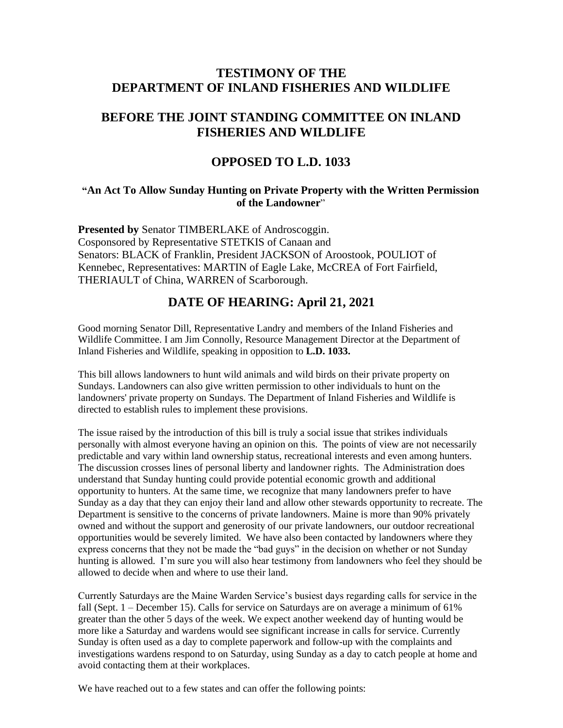# TESTIMONY OF THE DEPARTMENT OF INLAND FISHERIES AND WILDLIFE

## BEFORE THE JOINT STANDING COMMITTEE ON INLAND FISHERIES AND WILDLIFE

## OPPOSED TO L.D. 1033

#### "An Act To Allow Sunday Hunting on Private Property with the Written Permission of the Landowner"

**Presented by** Senator TIMBERLAKE of Androscoggin.
Cosponsored by Representative STETKIS of Canaan and
Senators: BLACK of Franklin, President JACKSON of Aroostook, POULIOT of Kennebec, Representatives: MARTIN of Eagle Lake, McCREA of Fort Fairfield, THERIAULT of China, WARREN of Scarborough.

## DATE OF HEARING: April 21, 2021

Good morning Senator Dill, Representative Landry and members of the Inland Fisheries and Wildlife Committee. I am Jim Connolly, Resource Management Director at the Department of Inland Fisheries and Wildlife, speaking in opposition to **L.D. 1033.**

This bill allows landowners to hunt wild animals and wild birds on their private property on Sundays. Landowners can also give written permission to other individuals to hunt on the landowners' private property on Sundays. The Department of Inland Fisheries and Wildlife is directed to establish rules to implement these provisions.

The issue raised by the introduction of this bill is truly a social issue that strikes individuals personally with almost everyone having an opinion on this. The points of view are not necessarily predictable and vary within land ownership status, recreational interests and even among hunters. The discussion crosses lines of personal liberty and landowner rights. The Administration does understand that Sunday hunting could provide potential economic growth and additional opportunity to hunters. At the same time, we recognize that many landowners prefer to have Sunday as a day that they can enjoy their land and allow other stewards opportunity to recreate. The Department is sensitive to the concerns of private landowners. Maine is more than 90% privately owned and without the support and generosity of our private landowners, our outdoor recreational opportunities would be severely limited. We have also been contacted by landowners where they express concerns that they not be made the "bad guys" in the decision on whether or not Sunday hunting is allowed. I'm sure you will also hear testimony from landowners who feel they should be allowed to decide when and where to use their land.

Currently Saturdays are the Maine Warden Service's busiest days regarding calls for service in the fall (Sept. 1 – December 15). Calls for service on Saturdays are on average a minimum of 61% greater than the other 5 days of the week. We expect another weekend day of hunting would be more like a Saturday and wardens would see significant increase in calls for service. Currently Sunday is often used as a day to complete paperwork and follow-up with the complaints and investigations wardens respond to on Saturday, using Sunday as a day to catch people at home and avoid contacting them at their workplaces.

We have reached out to a few states and can offer the following points: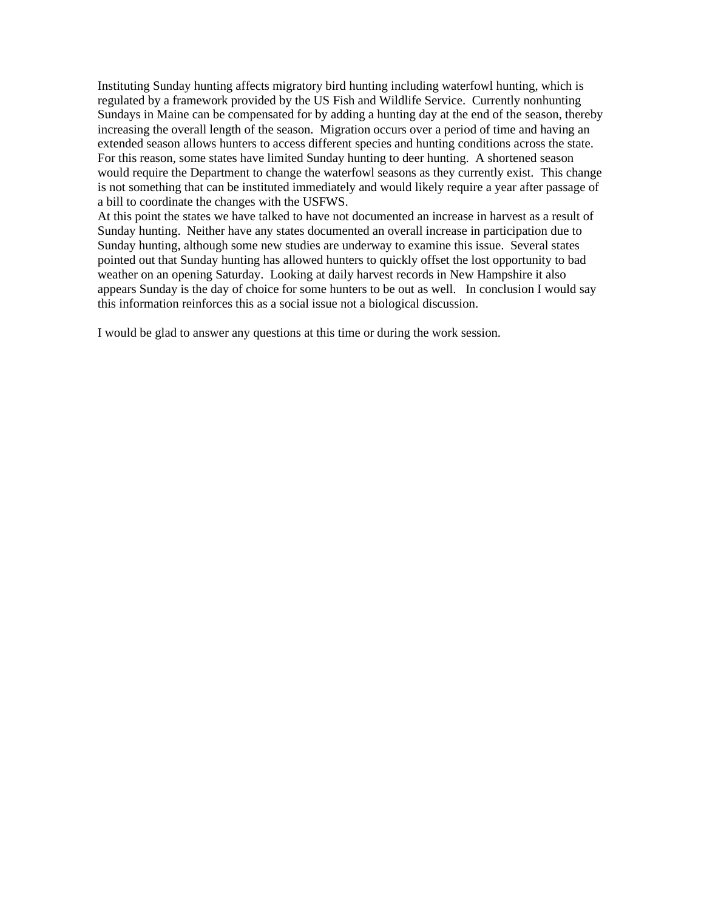Instituting Sunday hunting affects migratory bird hunting including waterfowl hunting, which is regulated by a framework provided by the US Fish and Wildlife Service. Currently nonhunting Sundays in Maine can be compensated for by adding a hunting day at the end of the season, thereby increasing the overall length of the season. Migration occurs over a period of time and having an extended season allows hunters to access different species and hunting conditions across the state. For this reason, some states have limited Sunday hunting to deer hunting. A shortened season would require the Department to change the waterfowl seasons as they currently exist. This change is not something that can be instituted immediately and would likely require a year after passage of a bill to coordinate the changes with the USFWS.

At this point the states we have talked to have not documented an increase in harvest as a result of Sunday hunting. Neither have any states documented an overall increase in participation due to Sunday hunting, although some new studies are underway to examine this issue. Several states pointed out that Sunday hunting has allowed hunters to quickly offset the lost opportunity to bad weather on an opening Saturday. Looking at daily harvest records in New Hampshire it also appears Sunday is the day of choice for some hunters to be out as well. In conclusion I would say this information reinforces this as a social issue not a biological discussion.

I would be glad to answer any questions at this time or during the work session.